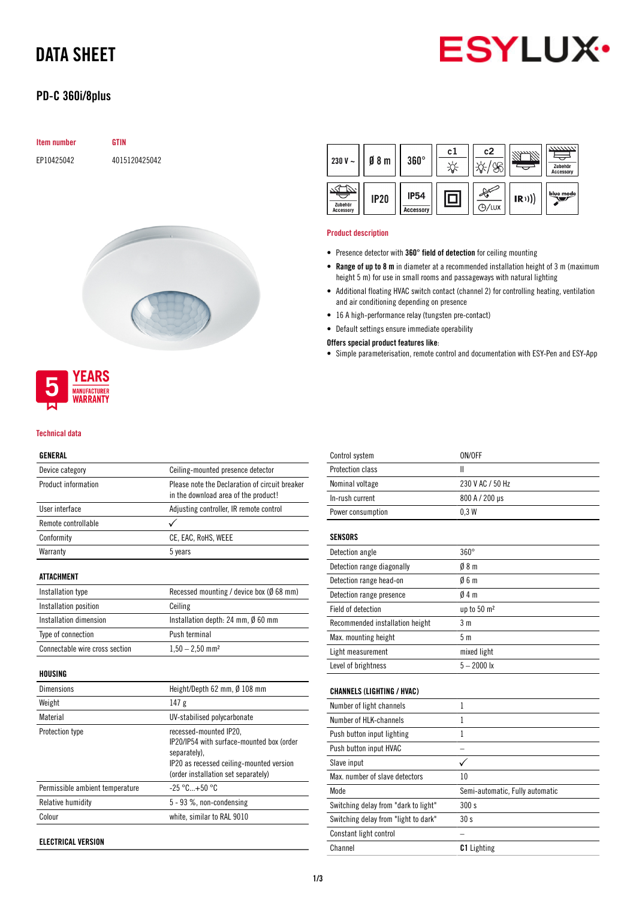# DATA SHEET

## PD-C 360i/8plus

| Item number | GTIN |
|---|---|
| EP10425042 | 4015120425042 |

230 V ~ | Ø 8 m | 360° | c1 | c2 | Zubehör Accessory | Zubehör Accessory | IP20 | IP54 Accessory | ◻ | ⊙/LUX | IR | blue mode

5 YEARS MANUFACTURER WARRANTY

### Product description

- Presence detector with **360° field of detection** for ceiling mounting
- **Range of up to 8 m** in diameter at a recommended installation height of 3 m (maximum height 5 m) for use in small rooms and passageways with natural lighting
- Additional floating HVAC switch contact (channel 2) for controlling heating, ventilation and air conditioning depending on presence
- 16 A high-performance relay (tungsten pre-contact)
- Default settings ensure immediate operability

**Offers special product features like**:

- Simple parameterisation, remote control and documentation with ESY-Pen and ESY-App

### Technical data

| GENERAL | |
|---|---|
| Device category | Ceiling-mounted presence detector |
| Product information | Please note the Declaration of circuit breaker in the download area of the product! |
| User interface | Adjusting controller, IR remote control |
| Remote controllable | ✓ |
| Conformity | CE, EAC, RoHS, WEEE |
| Warranty | 5 years |

| ATTACHMENT | |
|---|---|
| Installation type | Recessed mounting / device box (Ø 68 mm) |
| Installation position | Ceiling |
| Installation dimension | Installation depth: 24 mm, Ø 60 mm |
| Type of connection | Push terminal |
| Connectable wire cross section | 1,50 – 2,50 mm² |

| HOUSING | |
|---|---|
| Dimensions | Height/Depth 62 mm, Ø 108 mm |
| Weight | 147 g |
| Material | UV-stabilised polycarbonate |
| Protection type | recessed-mounted IP20, IP20/IP54 with surface-mounted box (order separately), IP20 as recessed ceiling-mounted version (order installation set separately) |
| Permissible ambient temperature | -25 °C...+50 °C |
| Relative humidity | 5 - 93 %, non-condensing |
| Colour | white, similar to RAL 9010 |

| ELECTRICAL VERSION | |
|---|---|
| Control system | ON/OFF |
| Protection class | II |
| Nominal voltage | 230 V AC / 50 Hz |
| In-rush current | 800 A / 200 µs |
| Power consumption | 0,3 W |

| SENSORS | |
|---|---|
| Detection angle | 360° |
| Detection range diagonally | Ø 8 m |
| Detection range head-on | Ø 6 m |
| Detection range presence | Ø 4 m |
| Field of detection | up to 50 m² |
| Recommended installation height | 3 m |
| Max. mounting height | 5 m |
| Light measurement | mixed light |
| Level of brightness | 5 – 2000 lx |

| CHANNELS (LIGHTING / HVAC) | |
|---|---|
| Number of light channels | 1 |
| Number of HLK-channels | 1 |
| Push button input lighting | 1 |
| Push button input HVAC | – |
| Slave input | ✓ |
| Max. number of slave detectors | 10 |
| Mode | Semi-automatic, Fully automatic |
| Switching delay from "dark to light" | 300 s |
| Switching delay from "light to dark" | 30 s |
| Constant light control | – |
| Channel | **C1** Lighting |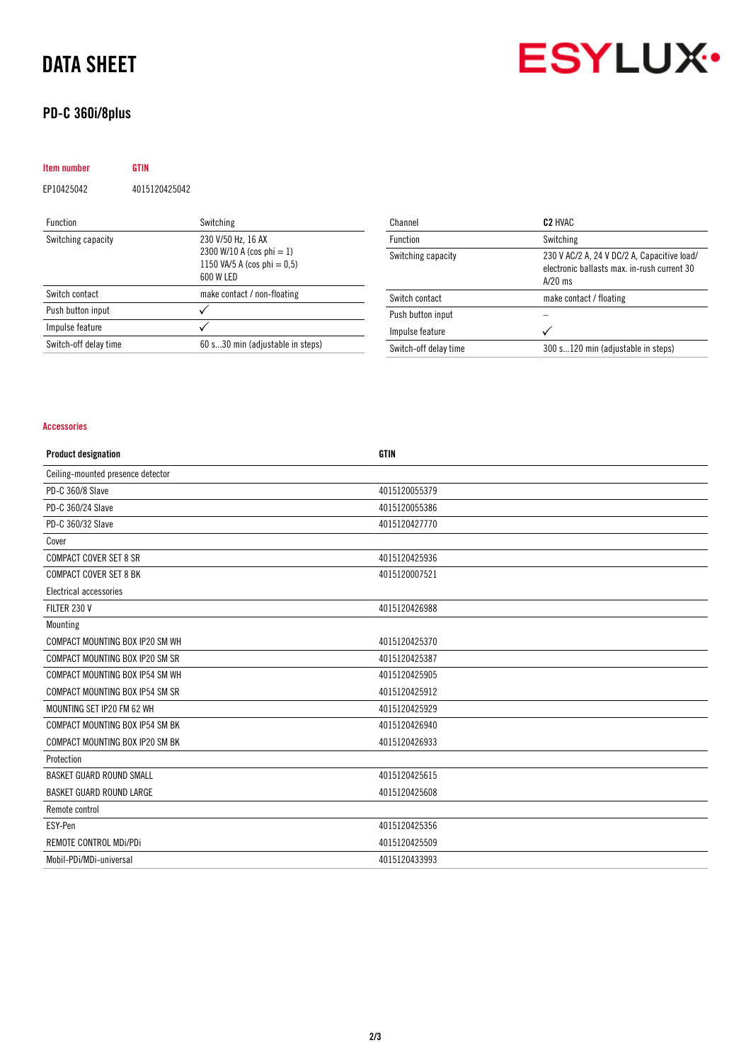# DATA SHEET

## PD-C 360i/8plus

| Item number | GTIN |
|---|---|
| EP10425042 | 4015120425042 |

| Function | Switching |
|---|---|
| Switching capacity | 230 V/50 Hz, 16 AX<br>2300 W/10 A (cos phi = 1)<br>1150 VA/5 A (cos phi = 0,5)<br>600 W LED |
| Switch contact | make contact / non-floating |
| Push button input | ✓ |
| Impulse feature | ✓ |
| Switch-off delay time | 60 s...30 min (adjustable in steps) |

| Channel | **C2** HVAC |
|---|---|
| Function | Switching |
| Switching capacity | 230 V AC/2 A, 24 V DC/2 A, Capacitive load/ electronic ballasts max. in-rush current 30 A/20 ms |
| Switch contact | make contact / floating |
| Push button input | – |
| Impulse feature | ✓ |
| Switch-off delay time | 300 s...120 min (adjustable in steps) |

### Accessories

| Product designation | GTIN |
|---|---|
| Ceiling-mounted presence detector | |
| PD-C 360/8 Slave | 4015120055379 |
| PD-C 360/24 Slave | 4015120055386 |
| PD-C 360/32 Slave | 4015120427770 |
| Cover | |
| COMPACT COVER SET 8 SR | 4015120425936 |
| COMPACT COVER SET 8 BK | 4015120007521 |
| Electrical accessories | |
| FILTER 230 V | 4015120426988 |
| Mounting | |
| COMPACT MOUNTING BOX IP20 SM WH | 4015120425370 |
| COMPACT MOUNTING BOX IP20 SM SR | 4015120425387 |
| COMPACT MOUNTING BOX IP54 SM WH | 4015120425905 |
| COMPACT MOUNTING BOX IP54 SM SR | 4015120425912 |
| MOUNTING SET IP20 FM 62 WH | 4015120425929 |
| COMPACT MOUNTING BOX IP54 SM BK | 4015120426940 |
| COMPACT MOUNTING BOX IP20 SM BK | 4015120426933 |
| Protection | |
| BASKET GUARD ROUND SMALL | 4015120425615 |
| BASKET GUARD ROUND LARGE | 4015120425608 |
| Remote control | |
| ESY-Pen | 4015120425356 |
| REMOTE CONTROL MDi/PDi | 4015120425509 |
| Mobil-PDi/MDi-universal | 4015120433993 |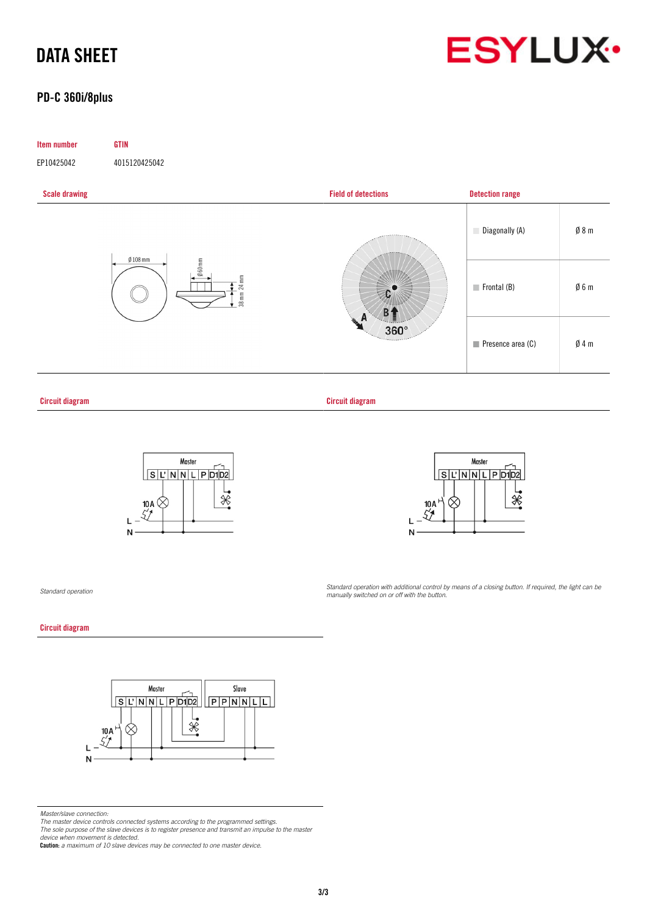# DATA SHEET

## PD-C 360i/8plus

| Item number | GTIN |
|---|---|
| EP10425042 | 4015120425042 |

**Scale drawing**

Ø 108 mm
Ø 60 mm
24 mm
38 mm

**Field of detections**

A
B
C
360°

**Detection range**

| | |
|---|---|
| Diagonally (A) | Ø 8 m |
| Frontal (B) | Ø 6 m |
| Presence area (C) | Ø 4 m |

**Circuit diagram**

Master
S L' N N L P D1 D2
10A
L
N

*Standard operation*

**Circuit diagram**

Master
S L' N N L P D1 D2
10A
L
N

*Standard operation with additional control by means of a closing button. If required, the light can be manually switched on or off with the button.*

**Circuit diagram**

Master
S L' N N L P D1 D2
Slave
P P N N L L
10A
L
N

*Master/slave connection:*
*The master device controls connected systems according to the programmed settings.*
*The sole purpose of the slave devices is to register presence and transmit an impulse to the master device when movement is detected.*
**Caution:** *a maximum of 10 slave devices may be connected to one master device.*